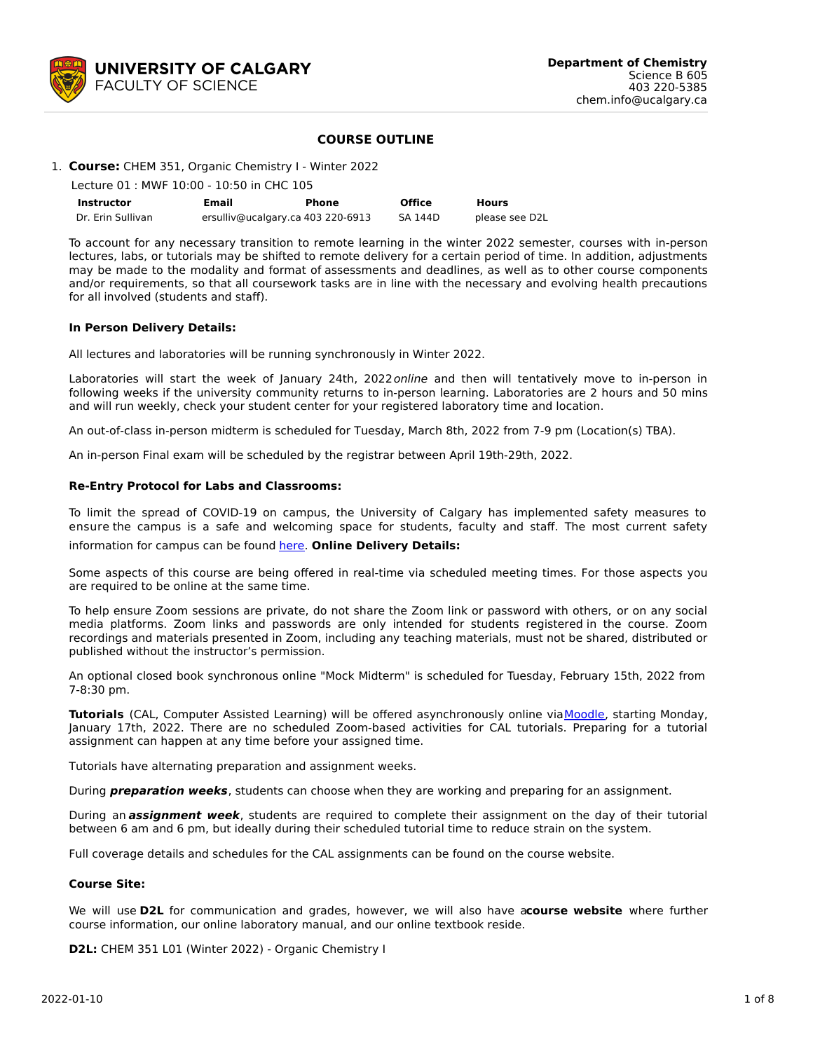**UNIVERSITY OF CALGARY**
FACULTY OF SCIENCE

**Department of Chemistry**
Science B 605
403 220-5385
chem.info@ucalgary.ca

# COURSE OUTLINE

1. **Course:** CHEM 351, Organic Chemistry I - Winter 2022

Lecture 01 : MWF 10:00 - 10:50 in CHC 105

| Instructor | Email | Phone | Office | Hours |
|---|---|---|---|---|
| Dr. Erin Sullivan | ersulliv@ucalgary.ca | 403 220-6913 | SA 144D | please see D2L |

To account for any necessary transition to remote learning in the winter 2022 semester, courses with in-person lectures, labs, or tutorials may be shifted to remote delivery for a certain period of time. In addition, adjustments may be made to the modality and format of assessments and deadlines, as well as to other course components and/or requirements, so that all coursework tasks are in line with the necessary and evolving health precautions for all involved (students and staff).

**In Person Delivery Details:**

All lectures and laboratories will be running synchronously in Winter 2022.

Laboratories will start the week of January 24th, 2022 *online* and then will tentatively move to in-person in following weeks if the university community returns to in-person learning. Laboratories are 2 hours and 50 mins and will run weekly, check your student center for your registered laboratory time and location.

An out-of-class in-person midterm is scheduled for Tuesday, March 8th, 2022 from 7-9 pm (Location(s) TBA).

An in-person Final exam will be scheduled by the registrar between April 19th-29th, 2022.

**Re-Entry Protocol for Labs and Classrooms:**

To limit the spread of COVID-19 on campus, the University of Calgary has implemented safety measures to ensure the campus is a safe and welcoming space for students, faculty and staff. The most current safety information for campus can be found here.

**Online Delivery Details:**

Some aspects of this course are being offered in real-time via scheduled meeting times. For those aspects you are required to be online at the same time.

To help ensure Zoom sessions are private, do not share the Zoom link or password with others, or on any social media platforms. Zoom links and passwords are only intended for students registered in the course. Zoom recordings and materials presented in Zoom, including any teaching materials, must not be shared, distributed or published without the instructor's permission.

An optional closed book synchronous online "Mock Midterm" is scheduled for Tuesday, February 15th, 2022 from 7-8:30 pm.

**Tutorials** (CAL, Computer Assisted Learning) will be offered asynchronously online via Moodle, starting Monday, January 17th, 2022. There are no scheduled Zoom-based activities for CAL tutorials. Preparing for a tutorial assignment can happen at any time before your assigned time.

Tutorials have alternating preparation and assignment weeks.

During ***preparation weeks***, students can choose when they are working and preparing for an assignment.

During an ***assignment week***, students are required to complete their assignment on the day of their tutorial between 6 am and 6 pm, but ideally during their scheduled tutorial time to reduce strain on the system.

Full coverage details and schedules for the CAL assignments can be found on the course website.

**Course Site:**

We will use **D2L** for communication and grades, however, we will also have a **course website** where further course information, our online laboratory manual, and our online textbook reside.

**D2L:** CHEM 351 L01 (Winter 2022) - Organic Chemistry I

2022-01-10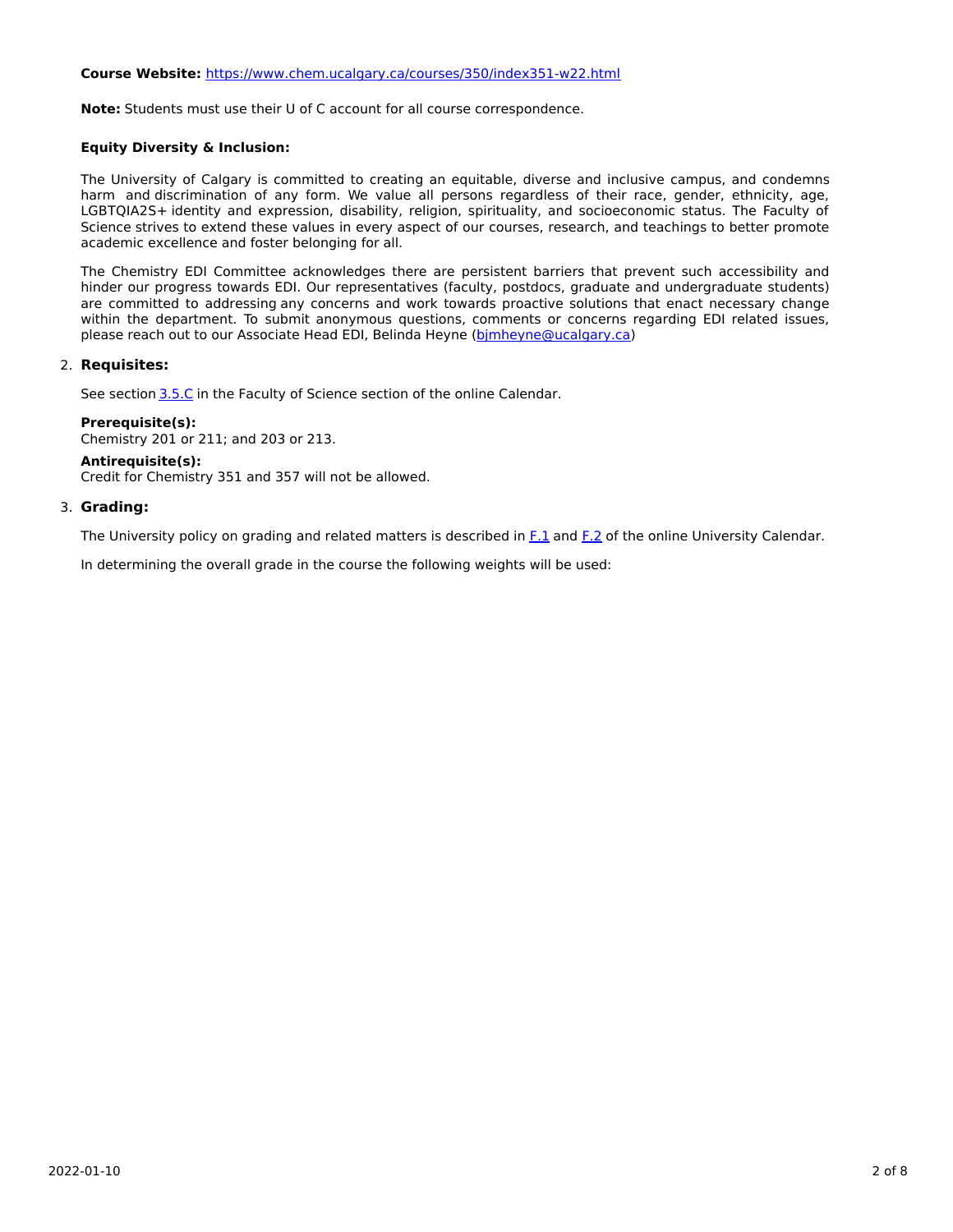**Course Website:** [https://www.chem.ucalgary.ca/courses/350/index351-w22.html](https://www.chem.ucalgary.ca/courses/350/index351-w22.html)

**Note:** Students must use their U of C account for all course correspondence.

**Equity Diversity & Inclusion:**

The University of Calgary is committed to creating an equitable, diverse and inclusive campus, and condemns harm and discrimination of any form. We value all persons regardless of their race, gender, ethnicity, age, LGBTQIA2S+ identity and expression, disability, religion, spirituality, and socioeconomic status. The Faculty of Science strives to extend these values in every aspect of our courses, research, and teachings to better promote academic excellence and foster belonging for all.

The Chemistry EDI Committee acknowledges there are persistent barriers that prevent such accessibility and hinder our progress towards EDI. Our representatives (faculty, postdocs, graduate and undergraduate students) are committed to addressing any concerns and work towards proactive solutions that enact necessary change within the department. To submit anonymous questions, comments or concerns regarding EDI related issues, please reach out to our Associate Head EDI, Belinda Heyne ([bjmheyne@ucalgary.ca](mailto:bjmheyne@ucalgary.ca))

## 2. Requisites:

See section 3.5.C in the Faculty of Science section of the online Calendar.

**Prerequisite(s):**
Chemistry 201 or 211; and 203 or 213.

**Antirequisite(s):**
Credit for Chemistry 351 and 357 will not be allowed.

## 3. Grading:

The University policy on grading and related matters is described in F.1 and F.2 of the online University Calendar.

In determining the overall grade in the course the following weights will be used: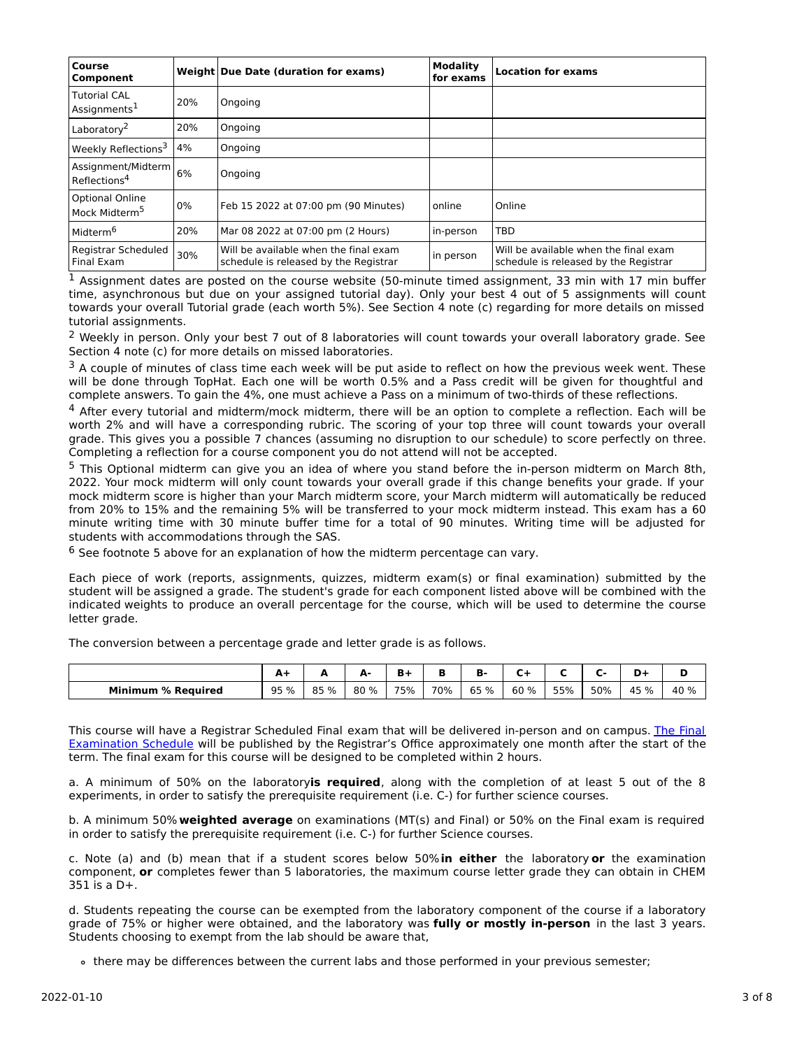| Course Component | Weight | Due Date (duration for exams) | Modality for exams | Location for exams |
|---|---|---|---|---|
| Tutorial CAL Assignments[1] | 20% | Ongoing | | |
| Laboratory[2] | 20% | Ongoing | | |
| Weekly Reflections[3] | 4% | Ongoing | | |
| Assignment/Midterm Reflections[4] | 6% | Ongoing | | |
| Optional Online Mock Midterm[5] | 0% | Feb 15 2022 at 07:00 pm (90 Minutes) | online | Online |
| Midterm[6] | 20% | Mar 08 2022 at 07:00 pm (2 Hours) | in-person | TBD |
| Registrar Scheduled Final Exam | 30% | Will be available when the final exam schedule is released by the Registrar | in person | Will be available when the final exam schedule is released by the Registrar |

[1] Assignment dates are posted on the course website (50-minute timed assignment, 33 min with 17 min buffer time, asynchronous but due on your assigned tutorial day). Only your best 4 out of 5 assignments will count towards your overall Tutorial grade (each worth 5%). See Section 4 note (c) regarding for more details on missed tutorial assignments.

[2] Weekly in person. Only your best 7 out of 8 laboratories will count towards your overall laboratory grade. See Section 4 note (c) for more details on missed laboratories.

[3] A couple of minutes of class time each week will be put aside to reflect on how the previous week went. These will be done through TopHat. Each one will be worth 0.5% and a Pass credit will be given for thoughtful and complete answers. To gain the 4%, one must achieve a Pass on a minimum of two-thirds of these reflections.

[4] After every tutorial and midterm/mock midterm, there will be an option to complete a reflection. Each will be worth 2% and will have a corresponding rubric. The scoring of your top three will count towards your overall grade. This gives you a possible 7 chances (assuming no disruption to our schedule) to score perfectly on three. Completing a reflection for a course component you do not attend will not be accepted.

[5] This Optional midterm can give you an idea of where you stand before the in-person midterm on March 8th, 2022. Your mock midterm will only count towards your overall grade if this change benefits your grade. If your mock midterm score is higher than your March midterm score, your March midterm will automatically be reduced from 20% to 15% and the remaining 5% will be transferred to your mock midterm instead. This exam has a 60 minute writing time with 30 minute buffer time for a total of 90 minutes. Writing time will be adjusted for students with accommodations through the SAS.

[6] See footnote 5 above for an explanation of how the midterm percentage can vary.

Each piece of work (reports, assignments, quizzes, midterm exam(s) or final examination) submitted by the student will be assigned a grade. The student's grade for each component listed above will be combined with the indicated weights to produce an overall percentage for the course, which will be used to determine the course letter grade.

The conversion between a percentage grade and letter grade is as follows.

| | A+ | A | A- | B+ | B | B- | C+ | C | C- | D+ | D |
|---|---|---|---|---|---|---|---|---|---|---|---|
| **Minimum % Required** | 95 % | 85 % | 80 % | 75% | 70% | 65 % | 60 % | 55% | 50% | 45 % | 40 % |

This course will have a Registrar Scheduled Final exam that will be delivered in-person and on campus. The Final Examination Schedule will be published by the Registrar's Office approximately one month after the start of the term. The final exam for this course will be designed to be completed within 2 hours.

a. A minimum of 50% on the laboratory **is required**, along with the completion of at least 5 out of the 8 experiments, in order to satisfy the prerequisite requirement (i.e. C-) for further science courses.

b. A minimum 50% **weighted average** on examinations (MT(s) and Final) or 50% on the Final exam is required in order to satisfy the prerequisite requirement (i.e. C-) for further Science courses.

c. Note (a) and (b) mean that if a student scores below 50% **in either** the laboratory **or** the examination component, **or** completes fewer than 5 laboratories, the maximum course letter grade they can obtain in CHEM 351 is a D+.

d. Students repeating the course can be exempted from the laboratory component of the course if a laboratory grade of 75% or higher were obtained, and the laboratory was **fully or mostly in-person** in the last 3 years. Students choosing to exempt from the lab should be aware that,

- there may be differences between the current labs and those performed in your previous semester;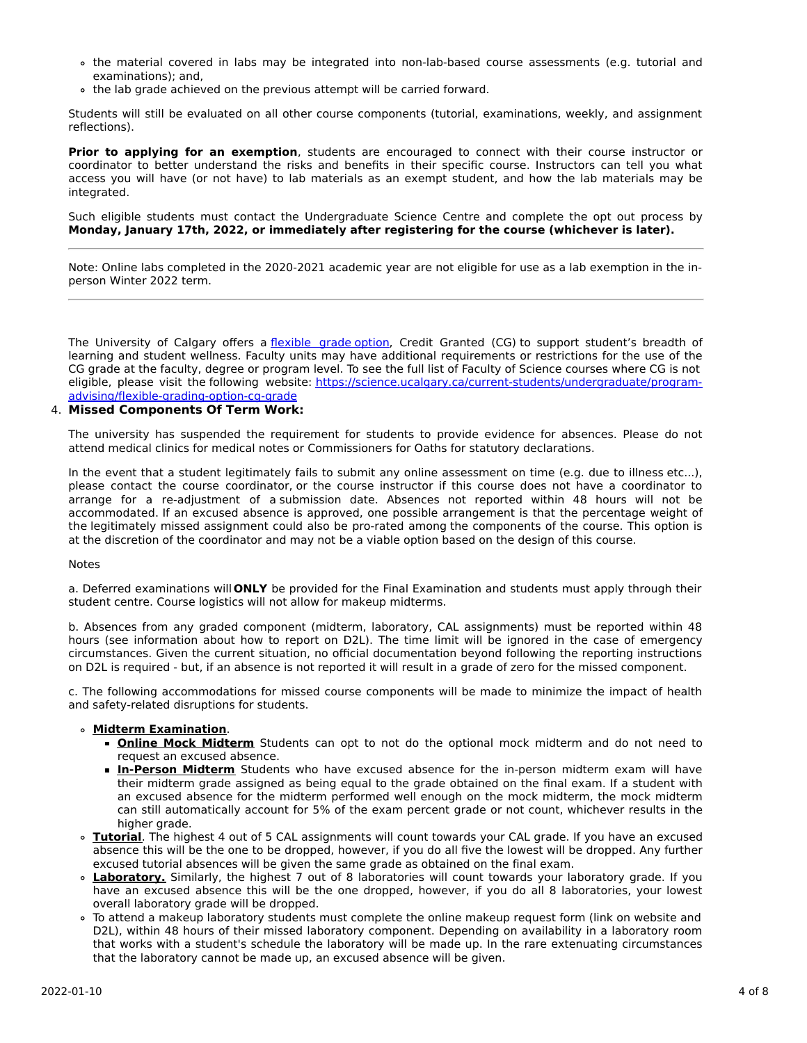- the material covered in labs may be integrated into non-lab-based course assessments (e.g. tutorial and examinations); and,
- the lab grade achieved on the previous attempt will be carried forward.

Students will still be evaluated on all other course components (tutorial, examinations, weekly, and assignment reflections).

**Prior to applying for an exemption**, students are encouraged to connect with their course instructor or coordinator to better understand the risks and benefits in their specific course. Instructors can tell you what access you will have (or not have) to lab materials as an exempt student, and how the lab materials may be integrated.

Such eligible students must contact the Undergraduate Science Centre and complete the opt out process by **Monday, January 17th, 2022, or immediately after registering for the course (whichever is later).**

---

Note: Online labs completed in the 2020-2021 academic year are not eligible for use as a lab exemption in the in-person Winter 2022 term.

---

The University of Calgary offers a [flexible grade option](), Credit Granted (CG) to support student's breadth of learning and student wellness. Faculty units may have additional requirements or restrictions for the use of the CG grade at the faculty, degree or program level. To see the full list of Faculty of Science courses where CG is not eligible, please visit the following website: [https://science.ucalgary.ca/current-students/undergraduate/program-advising/flexible-grading-option-cg-grade](https://science.ucalgary.ca/current-students/undergraduate/program-advising/flexible-grading-option-cg-grade)

4. **Missed Components Of Term Work:**

The university has suspended the requirement for students to provide evidence for absences. Please do not attend medical clinics for medical notes or Commissioners for Oaths for statutory declarations.

In the event that a student legitimately fails to submit any online assessment on time (e.g. due to illness etc...), please contact the course coordinator, or the course instructor if this course does not have a coordinator to arrange for a re-adjustment of a submission date. Absences not reported within 48 hours will not be accommodated. If an excused absence is approved, one possible arrangement is that the percentage weight of the legitimately missed assignment could also be pro-rated among the components of the course. This option is at the discretion of the coordinator and may not be a viable option based on the design of this course.

Notes

a. Deferred examinations will **ONLY** be provided for the Final Examination and students must apply through their student centre. Course logistics will not allow for makeup midterms.

b. Absences from any graded component (midterm, laboratory, CAL assignments) must be reported within 48 hours (see information about how to report on D2L). The time limit will be ignored in the case of emergency circumstances. Given the current situation, no official documentation beyond following the reporting instructions on D2L is required - but, if an absence is not reported it will result in a grade of zero for the missed component.

c. The following accommodations for missed course components will be made to minimize the impact of health and safety-related disruptions for students.

- **Midterm Examination**.
  - **Online Mock Midterm** Students can opt to not do the optional mock midterm and do not need to request an excused absence.
  - **In-Person Midterm** Students who have excused absence for the in-person midterm exam will have their midterm grade assigned as being equal to the grade obtained on the final exam. If a student with an excused absence for the midterm performed well enough on the mock midterm, the mock midterm can still automatically account for 5% of the exam percent grade or not count, whichever results in the higher grade.
- **Tutorial**. The highest 4 out of 5 CAL assignments will count towards your CAL grade. If you have an excused absence this will be the one to be dropped, however, if you do all five the lowest will be dropped. Any further excused tutorial absences will be given the same grade as obtained on the final exam.
- **Laboratory.** Similarly, the highest 7 out of 8 laboratories will count towards your laboratory grade. If you have an excused absence this will be the one dropped, however, if you do all 8 laboratories, your lowest overall laboratory grade will be dropped.
- To attend a makeup laboratory students must complete the online makeup request form (link on website and D2L), within 48 hours of their missed laboratory component. Depending on availability in a laboratory room that works with a student's schedule the laboratory will be made up. In the rare extenuating circumstances that the laboratory cannot be made up, an excused absence will be given.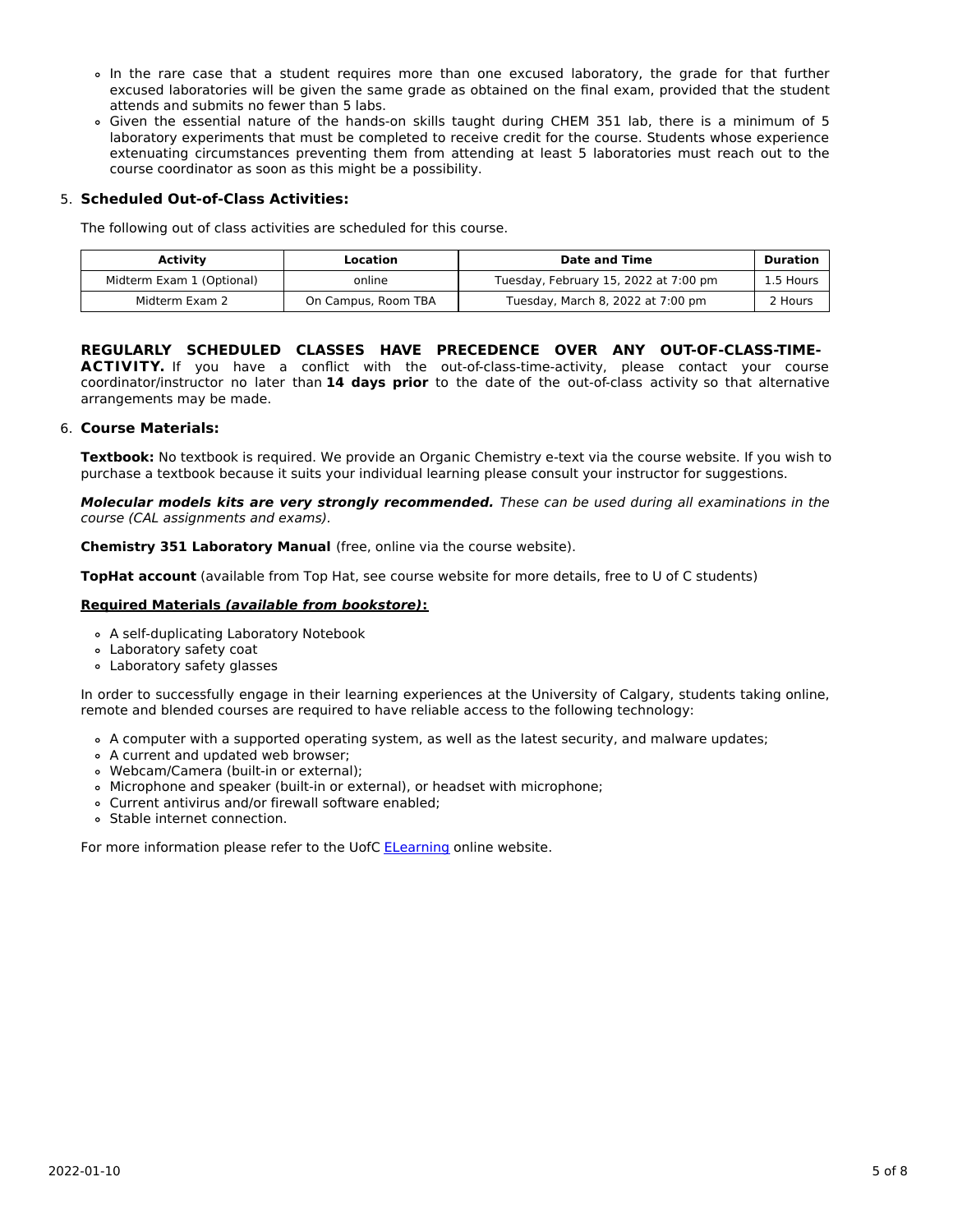- In the rare case that a student requires more than one excused laboratory, the grade for that further excused laboratories will be given the same grade as obtained on the final exam, provided that the student attends and submits no fewer than 5 labs.
- Given the essential nature of the hands-on skills taught during CHEM 351 lab, there is a minimum of 5 laboratory experiments that must be completed to receive credit for the course. Students whose experience extenuating circumstances preventing them from attending at least 5 laboratories must reach out to the course coordinator as soon as this might be a possibility.

5. **Scheduled Out-of-Class Activities:**

The following out of class activities are scheduled for this course.

| Activity | Location | Date and Time | Duration |
|---|---|---|---|
| Midterm Exam 1 (Optional) | online | Tuesday, February 15, 2022 at 7:00 pm | 1.5 Hours |
| Midterm Exam 2 | On Campus, Room TBA | Tuesday, March 8, 2022 at 7:00 pm | 2 Hours |

**REGULARLY SCHEDULED CLASSES HAVE PRECEDENCE OVER ANY OUT-OF-CLASS-TIME-ACTIVITY.** If you have a conflict with the out-of-class-time-activity, please contact your course coordinator/instructor no later than **14 days prior** to the date of the out-of-class activity so that alternative arrangements may be made.

6. **Course Materials:**

**Textbook:** No textbook is required. We provide an Organic Chemistry e-text via the course website. If you wish to purchase a textbook because it suits your individual learning please consult your instructor for suggestions.

***Molecular models kits are very strongly recommended.*** *These can be used during all examinations in the course (CAL assignments and exams).*

**Chemistry 351 Laboratory Manual** (free, online via the course website).

**TopHat account** (available from Top Hat, see course website for more details, free to U of C students)

**Required Materials *(available from bookstore)*:**

- A self-duplicating Laboratory Notebook
- Laboratory safety coat
- Laboratory safety glasses

In order to successfully engage in their learning experiences at the University of Calgary, students taking online, remote and blended courses are required to have reliable access to the following technology:

- A computer with a supported operating system, as well as the latest security, and malware updates;
- A current and updated web browser;
- Webcam/Camera (built-in or external);
- Microphone and speaker (built-in or external), or headset with microphone;
- Current antivirus and/or firewall software enabled;
- Stable internet connection.

For more information please refer to the UofC ELearning online website.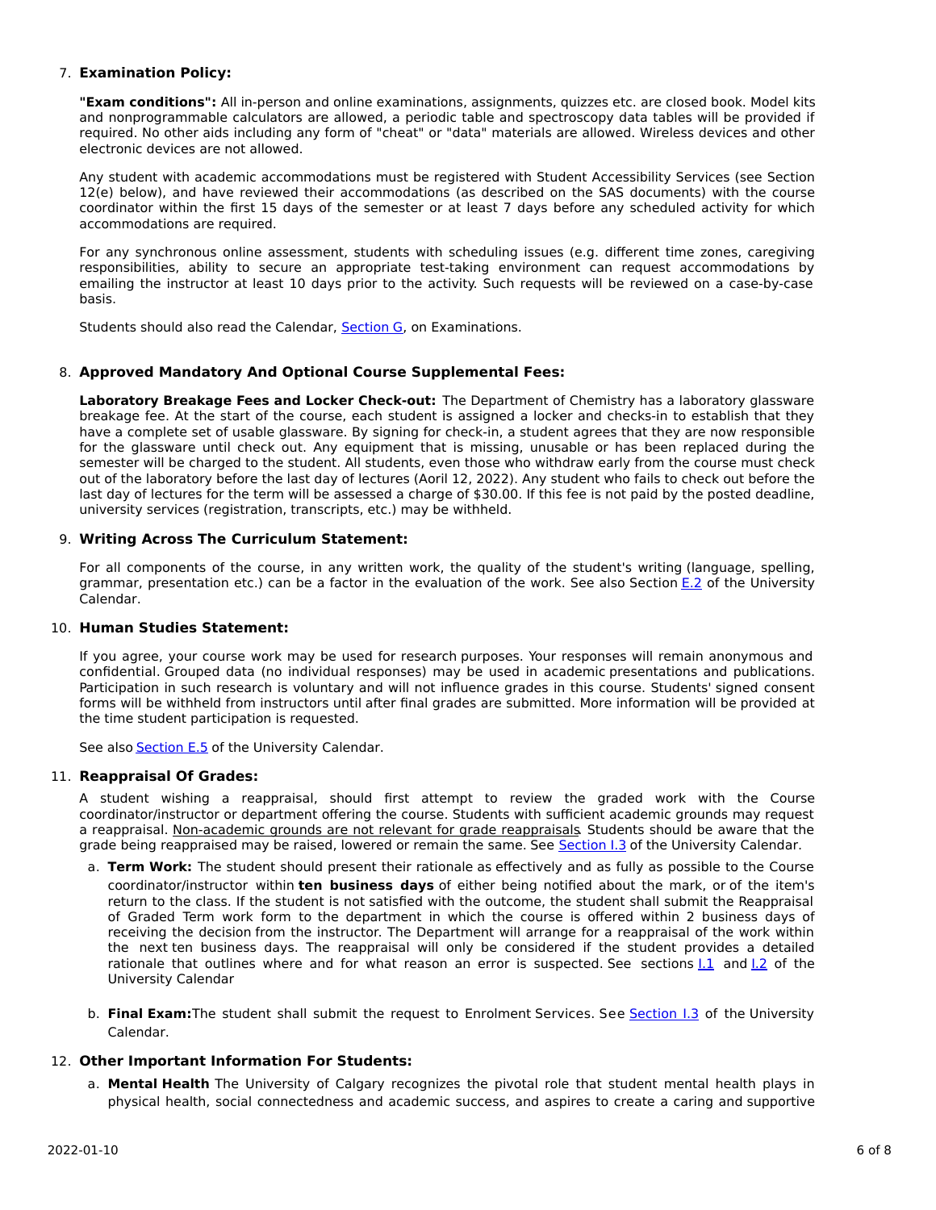7. **Examination Policy:**

   **"Exam conditions":** All in-person and online examinations, assignments, quizzes etc. are closed book. Model kits and nonprogrammable calculators are allowed, a periodic table and spectroscopy data tables will be provided if required. No other aids including any form of "cheat" or "data" materials are allowed. Wireless devices and other electronic devices are not allowed.

   Any student with academic accommodations must be registered with Student Accessibility Services (see Section 12(e) below), and have reviewed their accommodations (as described on the SAS documents) with the course coordinator within the first 15 days of the semester or at least 7 days before any scheduled activity for which accommodations are required.

   For any synchronous online assessment, students with scheduling issues (e.g. different time zones, caregiving responsibilities, ability to secure an appropriate test-taking environment can request accommodations by emailing the instructor at least 10 days prior to the activity. Such requests will be reviewed on a case-by-case basis.

   Students should also read the Calendar, Section G, on Examinations.

8. **Approved Mandatory And Optional Course Supplemental Fees:**

   **Laboratory Breakage Fees and Locker Check-out:** The Department of Chemistry has a laboratory glassware breakage fee. At the start of the course, each student is assigned a locker and checks-in to establish that they have a complete set of usable glassware. By signing for check-in, a student agrees that they are now responsible for the glassware until check out. Any equipment that is missing, unusable or has been replaced during the semester will be charged to the student. All students, even those who withdraw early from the course must check out of the laboratory before the last day of lectures (Aoril 12, 2022). Any student who fails to check out before the last day of lectures for the term will be assessed a charge of $30.00. If this fee is not paid by the posted deadline, university services (registration, transcripts, etc.) may be withheld.

9. **Writing Across The Curriculum Statement:**

   For all components of the course, in any written work, the quality of the student's writing (language, spelling, grammar, presentation etc.) can be a factor in the evaluation of the work. See also Section E.2 of the University Calendar.

10. **Human Studies Statement:**

    If you agree, your course work may be used for research purposes. Your responses will remain anonymous and confidential. Grouped data (no individual responses) may be used in academic presentations and publications. Participation in such research is voluntary and will not influence grades in this course. Students' signed consent forms will be withheld from instructors until after final grades are submitted. More information will be provided at the time student participation is requested.

    See also Section E.5 of the University Calendar.

11. **Reappraisal Of Grades:**

    A student wishing a reappraisal, should first attempt to review the graded work with the Course coordinator/instructor or department offering the course. Students with sufficient academic grounds may request a reappraisal. <u>Non-academic grounds are not relevant for grade reappraisals</u>. Students should be aware that the grade being reappraised may be raised, lowered or remain the same. See Section I.3 of the University Calendar.

    a. **Term Work:** The student should present their rationale as effectively and as fully as possible to the Course coordinator/instructor within **ten business days** of either being notified about the mark, or of the item's return to the class. If the student is not satisfied with the outcome, the student shall submit the Reappraisal of Graded Term work form to the department in which the course is offered within 2 business days of receiving the decision from the instructor. The Department will arrange for a reappraisal of the work within the next ten business days. The reappraisal will only be considered if the student provides a detailed rationale that outlines where and for what reason an error is suspected. See sections I.1 and I.2 of the University Calendar

    b. **Final Exam:** The student shall submit the request to Enrolment Services. See Section I.3 of the University Calendar.

12. **Other Important Information For Students:**

    a. **Mental Health** The University of Calgary recognizes the pivotal role that student mental health plays in physical health, social connectedness and academic success, and aspires to create a caring and supportive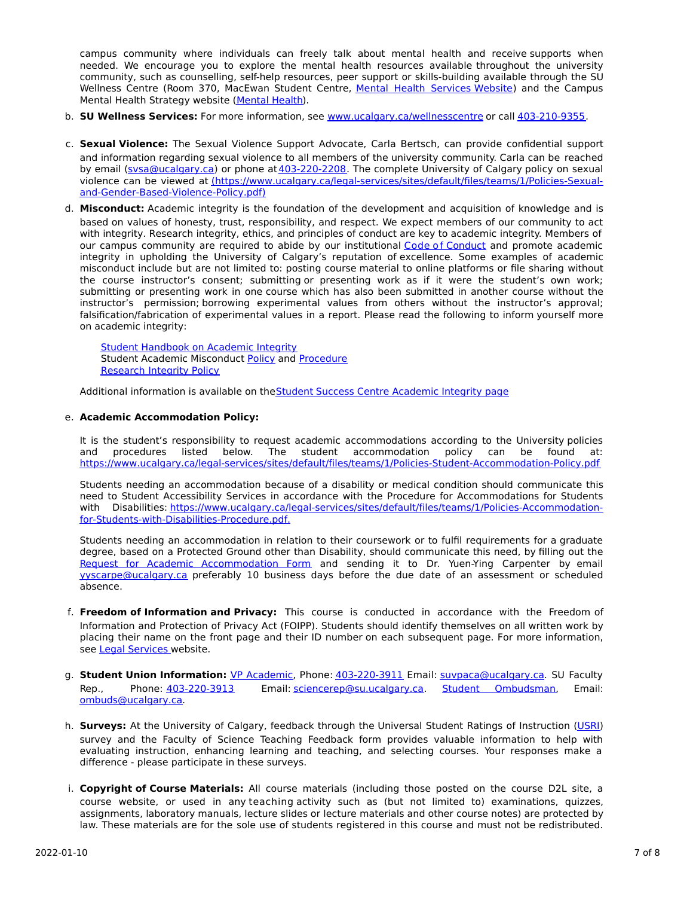campus community where individuals can freely talk about mental health and receive supports when needed. We encourage you to explore the mental health resources available throughout the university community, such as counselling, self-help resources, peer support or skills-building available through the SU Wellness Centre (Room 370, MacEwan Student Centre, Mental Health Services Website) and the Campus Mental Health Strategy website (Mental Health).

b. **SU Wellness Services:** For more information, see www.ucalgary.ca/wellnesscentre or call 403-210-9355.

c. **Sexual Violence:** The Sexual Violence Support Advocate, Carla Bertsch, can provide confidential support and information regarding sexual violence to all members of the university community. Carla can be reached by email (svsa@ucalgary.ca) or phone at 403-220-2208. The complete University of Calgary policy on sexual violence can be viewed at (https://www.ucalgary.ca/legal-services/sites/default/files/teams/1/Policies-Sexual-and-Gender-Based-Violence-Policy.pdf)

d. **Misconduct:** Academic integrity is the foundation of the development and acquisition of knowledge and is based on values of honesty, trust, responsibility, and respect. We expect members of our community to act with integrity. Research integrity, ethics, and principles of conduct are key to academic integrity. Members of our campus community are required to abide by our institutional Code of Conduct and promote academic integrity in upholding the University of Calgary's reputation of excellence. Some examples of academic misconduct include but are not limited to: posting course material to online platforms or file sharing without the course instructor's consent; submitting or presenting work as if it were the student's own work; submitting or presenting work in one course which has also been submitted in another course without the instructor's permission; borrowing experimental values from others without the instructor's approval; falsification/fabrication of experimental values in a report. Please read the following to inform yourself more on academic integrity:

   Student Handbook on Academic Integrity
   Student Academic Misconduct Policy and Procedure
   Research Integrity Policy

   Additional information is available on the Student Success Centre Academic Integrity page

e. **Academic Accommodation Policy:**

   It is the student's responsibility to request academic accommodations according to the University policies and procedures listed below. The student accommodation policy can be found at: https://www.ucalgary.ca/legal-services/sites/default/files/teams/1/Policies-Student-Accommodation-Policy.pdf

   Students needing an accommodation because of a disability or medical condition should communicate this need to Student Accessibility Services in accordance with the Procedure for Accommodations for Students with Disabilities: https://www.ucalgary.ca/legal-services/sites/default/files/teams/1/Policies-Accommodation-for-Students-with-Disabilities-Procedure.pdf.

   Students needing an accommodation in relation to their coursework or to fulfil requirements for a graduate degree, based on a Protected Ground other than Disability, should communicate this need, by filling out the Request for Academic Accommodation Form and sending it to Dr. Yuen-Ying Carpenter by email yyscarpe@ucalgary.ca preferably 10 business days before the due date of an assessment or scheduled absence.

f. **Freedom of Information and Privacy:** This course is conducted in accordance with the Freedom of Information and Protection of Privacy Act (FOIPP). Students should identify themselves on all written work by placing their name on the front page and their ID number on each subsequent page. For more information, see Legal Services website.

g. **Student Union Information:** VP Academic, Phone: 403-220-3911 Email: suvpaca@ucalgary.ca. SU Faculty Rep., Phone: 403-220-3913 Email: sciencerep@su.ucalgary.ca. Student Ombudsman, Email: ombuds@ucalgary.ca.

h. **Surveys:** At the University of Calgary, feedback through the Universal Student Ratings of Instruction (USRI) survey and the Faculty of Science Teaching Feedback form provides valuable information to help with evaluating instruction, enhancing learning and teaching, and selecting courses. Your responses make a difference - please participate in these surveys.

i. **Copyright of Course Materials:** All course materials (including those posted on the course D2L site, a course website, or used in any teaching activity such as (but not limited to) examinations, quizzes, assignments, laboratory manuals, lecture slides or lecture materials and other course notes) are protected by law. These materials are for the sole use of students registered in this course and must not be redistributed.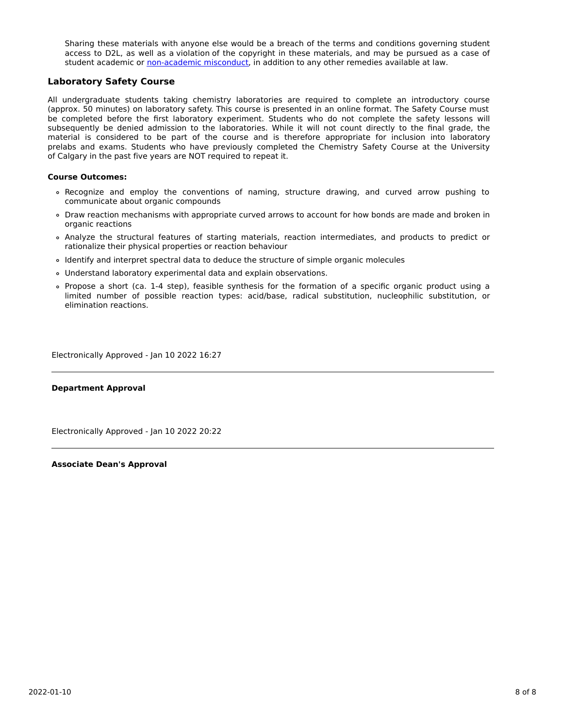Sharing these materials with anyone else would be a breach of the terms and conditions governing student access to D2L, as well as a violation of the copyright in these materials, and may be pursued as a case of student academic or non-academic misconduct, in addition to any other remedies available at law.

### Laboratory Safety Course

All undergraduate students taking chemistry laboratories are required to complete an introductory course (approx. 50 minutes) on laboratory safety. This course is presented in an online format. The Safety Course must be completed before the first laboratory experiment. Students who do not complete the safety lessons will subsequently be denied admission to the laboratories. While it will not count directly to the final grade, the material is considered to be part of the course and is therefore appropriate for inclusion into laboratory prelabs and exams. Students who have previously completed the Chemistry Safety Course at the University of Calgary in the past five years are NOT required to repeat it.

**Course Outcomes:**

- Recognize and employ the conventions of naming, structure drawing, and curved arrow pushing to communicate about organic compounds
- Draw reaction mechanisms with appropriate curved arrows to account for how bonds are made and broken in organic reactions
- Analyze the structural features of starting materials, reaction intermediates, and products to predict or rationalize their physical properties or reaction behaviour
- Identify and interpret spectral data to deduce the structure of simple organic molecules
- Understand laboratory experimental data and explain observations.
- Propose a short (ca. 1-4 step), feasible synthesis for the formation of a specific organic product using a limited number of possible reaction types: acid/base, radical substitution, nucleophilic substitution, or elimination reactions.

Electronically Approved - Jan 10 2022 16:27

---

**Department Approval**

Electronically Approved - Jan 10 2022 20:22

---

**Associate Dean's Approval**